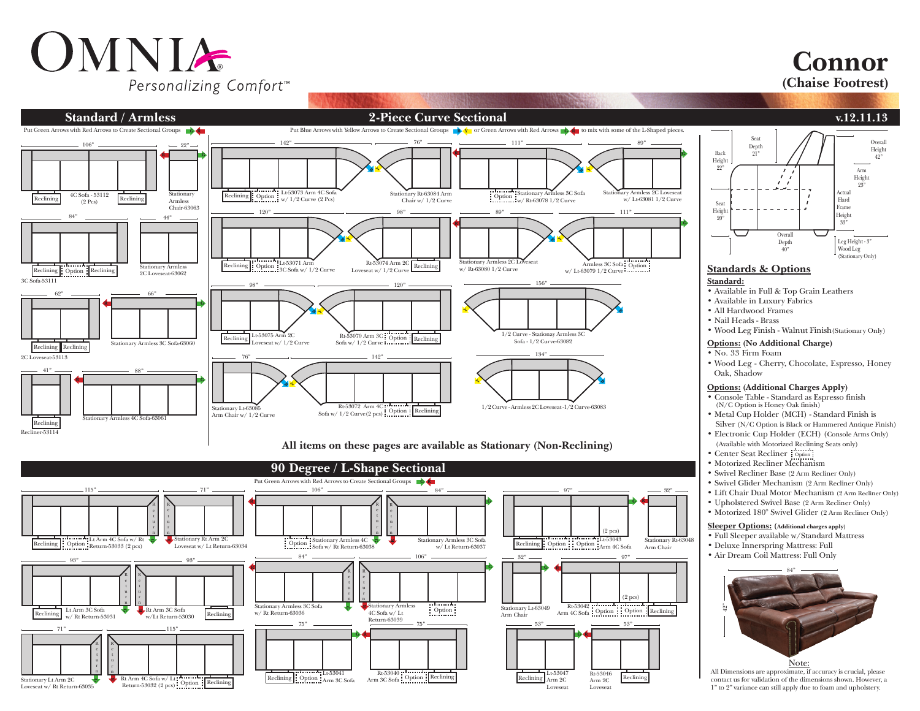# OMNIA®

Personalizing Comfort™

# Connor
## (Chaise Footrest)

v.12.11.13

## Standard / Armless

Put Green Arrows with Red Arrows to Create Sectional Groups

- 106" — Reclining | 4C Sofa - 53112 (2 Pcs) | Reclining
- 22" — Stationary Armless Chair-63063
- 84" — Reclining | Option | Reclining — 3C Sofa-53111
- 44" — Stationary Armless 2C Loveseat-63062
- 62" — Reclining | Reclining — 2C Loveseat-53113
- 66" — Stationary Armless 3C Sofa-63060
- 41" — Reclining — Recliner-53114
- 88" — Stationary Armless 4C Sofa-63061

## 2-Piece Curve Sectional

Put Blue Arrows with Yellow Arrows to Create Sectional Groups or Green Arrows with Red Arrows to mix with some of the L-Shaped pieces.

- 142" — Reclining | Option | Lt-53073 Arm 4C Sofa w/ 1/2 Curve (2 Pcs)
- 76" — Stationary Rt-63084 Arm Chair w/ 1/2 Curve
- 111" — Option | Stationary Armless 3C Sofa w/ Rt-63078 1/2 Curve
- 89" — Stationary Armless 2C Loveseat w/ Lt-63081 1/2 Curve
- 120" — Reclining | Option | Lt-53071 Arm 3C Sofa w/ 1/2 Curve
- 98" — Rt-53074 Arm 2C Loveseat w/ 1/2 Curve | Reclining
- 89" — Stationary Armless 2C Loveseat w/ Rt-63080 1/2 Curve
- 111" — Armless 3C Sofa | Option — w/ Lt-63079 1/2 Curve
- 98" — Reclining | Lt-53075 Arm 2C Loveseat w/ 1/2 Curve
- 120" — Rt-53070 Arm 3C | Option | Reclining — Sofa w/ 1/2 Curve
- 156" — 1/2 Curve - Stationay Armless 3C Sofa - 1/2 Curve-63082
- 76" — Stationary Lt-63085 Arm Chair w/ 1/2 Curve
- 142" — Rt-53072 Arm 4C | Option | Reclining — Sofa w/ 1/2 Curve(2 pcs)
- 134" — 1/2 Curve - Armless 2C Loveseat -1/2 Curve-63083

**All items on these pages are available as Stationary (Non-Reclining)**

## 90 Degree / L-Shape Sectional

Put Green Arrows with Red Arrows to Create Sectional Groups

- 115" — Reclining | Option | Lt Arm 4C Sofa w/ Rt Return-53033 (2 pcs)
- 71" — Stationary Rt Arm 2C Loveseat w/ Lt Return-63034
- 106" — Option | Stationary Armless 4C Sofa w/ Rt Return-63038
- 84" — Stationary Armless 3C Sofa w/ Lt Return-63037
- 97" — Reclining | Option | Option | Lt-53043 Arm 4C Sofa (2 pcs)
- 32" — Stationary Rt-63048 Arm Chair
- 93" — Reclining | Lt Arm 3C Sofa w/ Rt Return-53031
- 93" — Rt Arm 3C Sofa w/Lt Return-53030 | Reclining
- 84" — Stationary Armless 3C Sofa w/ Rt Return-63036
- 106" — Stationary Armless 4C Sofa w/ Lt Return-63039 | Option
- 32" — Stationary Lt-63049 Arm Chair
- 97" — Rt-53042 Arm 4C Sofa | Option | Option | Reclining (2 pcs)
- 71" — Stationary Lt Arm 2C Loveseat w/ Rt Return-63035
- 115" — Rt Arm 4C Sofa w/ Lt Return-53032 (2 pcs) | Option | Reclining
- 75" — Reclining | Option | Lt-53041 Arm 3C Sofa
- 75" — Rt-53040 Arm 3C Sofa | Option | Reclining
- 53" — Reclining | Lt-53047 Arm 2C Loveseat
- 53" — Rt-53046 Arm 2C Loveseat | Reclining

## Dimensions

- Seat Depth 21"
- Overall Height 42"
- Back Height 22"
- Arm Height 23"
- Seat Height 20"
- Actual Hard Frame Height 33"
- Overall Depth 40"
- Leg Height - 3" Wood Leg (Stationary Only)

## Standards & Options

**Standard:**

- Available in Full & Top Grain Leathers
- Available in Luxury Fabrics
- All Hardwood Frames
- Nail Heads - Brass
- Wood Leg Finish - Walnut Finish (Stationary Only)

**Options: (No Additional Charge)**

- No. 33 Firm Foam
- Wood Leg - Cherry, Chocolate, Espresso, Honey Oak, Shadow

**Options: (Additional Charges Apply)**

- Console Table - Standard as Espresso finish (N/C Option is Honey Oak finish)
- Metal Cup Holder (MCH) - Standard Finish is Silver (N/C Option is Black or Hammered Antique Finish)
- Electronic Cup Holder (ECH) (Console Arms Only) (Available with Motorized Reclining Seats only)
- Center Seat Recliner Option
- Motorized Recliner Mechanism
- Swivel Recliner Base (2 Arm Recliner Only)
- Swivel Glider Mechanism (2 Arm Recliner Only)
- Lift Chair Dual Motor Mechanism (2 Arm Recliner Only)
- Upholstered Swivel Base (2 Arm Recliner Only)
- Motorized 180° Swivel Glider (2 Arm Recliner Only)

**Sleeper Options: (Additional charges apply)**

- Full Sleeper available w/Standard Mattress
- Deluxe Innerspring Mattress: Full
- Air Dream Coil Mattress: Full Only

84" × 42"

Note:
All Dimensions are approximate, if accuracy is crucial, please contact us for validation of the dimensions shown. However, a 1" to 2" variance can still apply due to foam and upholstery.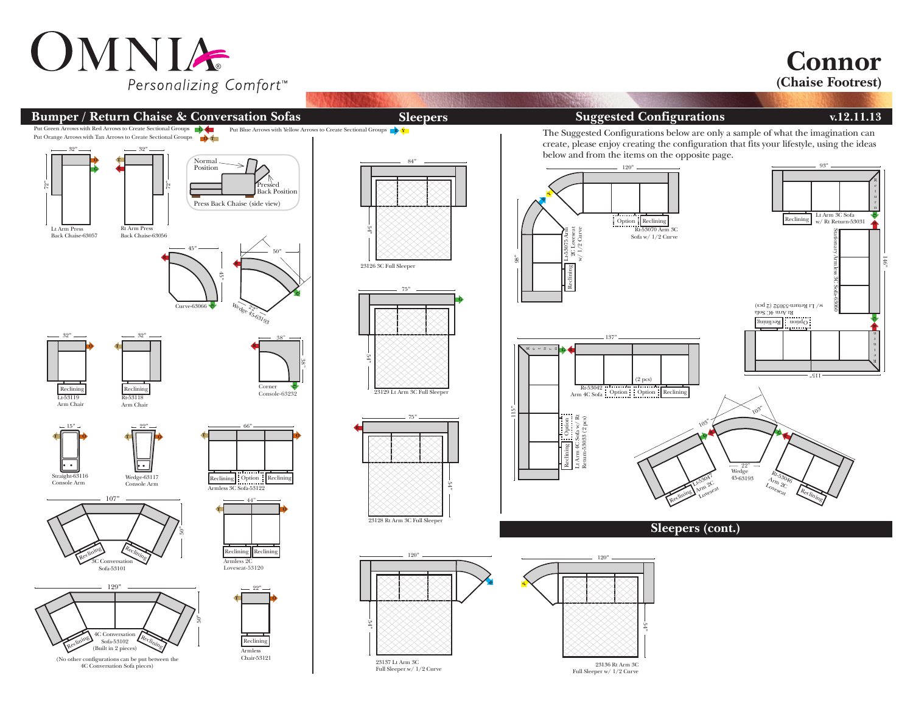# Connor

## (Chaise Footrest)

OMNIA®

Personalizing Comfort™

## Bumper / Return Chaise & Conversation Sofas

Put Green Arrows with Red Arrows to Create Sectional Groups

Put Orange Arrows with Tan Arrows to Create Sectional Groups

Put Blue Arrows with Yellow Arrows to Create Sectional Groups

32" 72"
Lt Arm Press Back Chaise-63057

32" 72"
Rt Arm Press Back Chaise-63056

Normal Position

Pressed Back Position

Press Back Chaise (side view)

45" 45"
Curve-63066

50" 22"
Wedge 45-63193

32"
Reclining
Lt-53119 Arm Chair

32"
Reclining
Rt-53118 Arm Chair

38" 38"
Corner Console-63232

15"
Straight-63116 Console Arm

22"
Wedge-63117 Console Arm

66"
Reclining | Option | Reclining
Armless 3C Sofa-53122

107" 50"
Reclining | Reclining
3C Conversation Sofa-53101

44"
Reclining | Reclining
Armless 2C Loveseat-53120

129" 50"
Reclining | Reclining
4C Conversation Sofa-53102 (Built in 2 pieces)

(No other configurations can be put between the 4C Conversation Sofa pieces)

22"
Reclining
Armless Chair-53121

## Sleepers

84" 54"
23126 3C Full Sleeper

75" 54"
23129 Lt Arm 3C Full Sleeper

75" 54"
23128 Rt Arm 3C Full Sleeper

120" 54"
23137 Lt Arm 3C Full Sleeper w/ 1/2 Curve

## Suggested Configurations

v.12.11.13

The Suggested Configurations below are only a sample of what the imagination can create, please enjoy creating the configuration that fits your lifestyle, using the ideas below and from the items on the opposite page.

120" 98"
Lt-53075 Arm 3C Loveseat w/ 1/2 Curve — Reclining
Option | Reclining
Rt-53070 Arm 3C Sofa w/ 1/2 Curve

93" 146" 115"
Reclining
Lt Arm 3C Sofa w/ Rt Return-53031
Stationary Armless 3C Sofa-63069
Rt Arm 4C Sofa w/ Lt Return-53032 (2 pcs)
Reclining | Option
Return

137" 115"
Return
Rt-53042 Arm 4C Sofa (2 pcs)
Option | Option | Reclining
Lt Arm 4C Sofa w/ Rt Return-53033 (2 pcs)
Reclining | Option

103" 103" 22"
Wedge 45-63193
Reclining
Lt-53047 Arm 2C Loveseat
Rt-53046 Arm 2C Loveseat
Reclining

## Sleepers (cont.)

120" 54"
23136 Rt Arm 3C Full Sleeper w/ 1/2 Curve